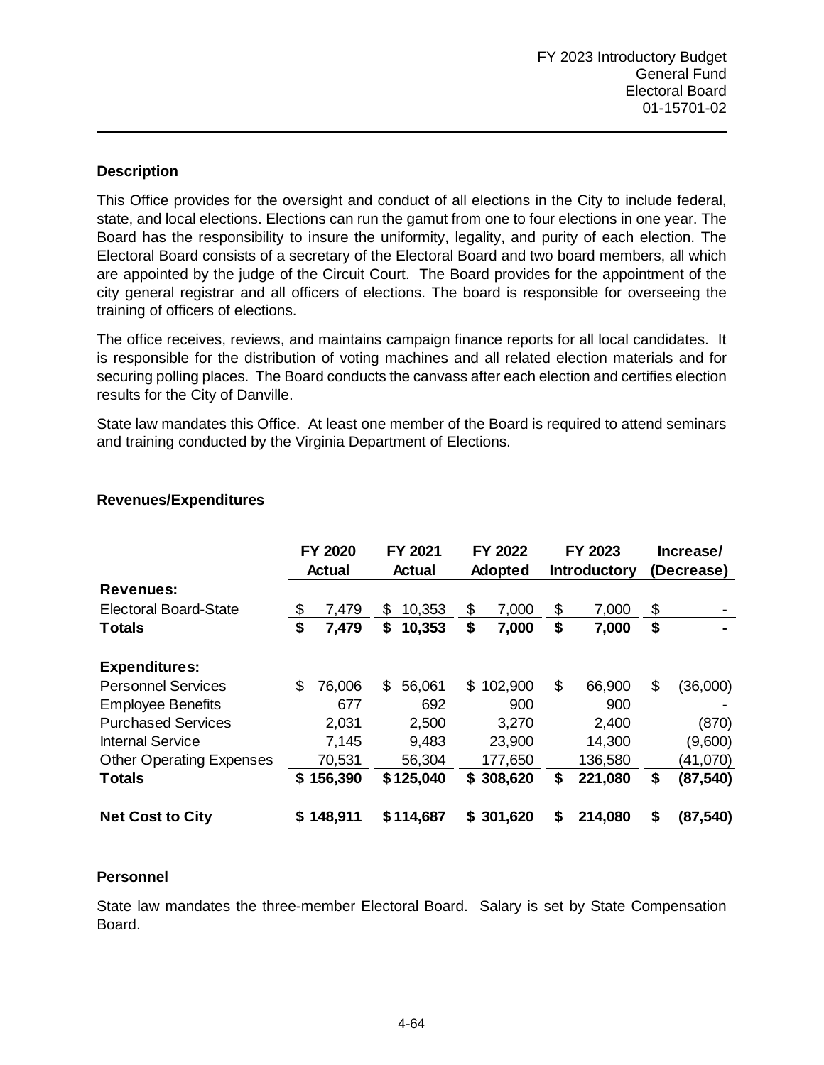FY 2023 Introductory Budget
General Fund
Electoral Board
01-15701-02

## Description

This Office provides for the oversight and conduct of all elections in the City to include federal, state, and local elections. Elections can run the gamut from one to four elections in one year. The Board has the responsibility to insure the uniformity, legality, and purity of each election. The Electoral Board consists of a secretary of the Electoral Board and two board members, all which are appointed by the judge of the Circuit Court. The Board provides for the appointment of the city general registrar and all officers of elections. The board is responsible for overseeing the training of officers of elections.

The office receives, reviews, and maintains campaign finance reports for all local candidates. It is responsible for the distribution of voting machines and all related election materials and for securing polling places. The Board conducts the canvass after each election and certifies election results for the City of Danville.

State law mandates this Office. At least one member of the Board is required to attend seminars and training conducted by the Virginia Department of Elections.

## Revenues/Expenditures

| | FY 2020 Actual | FY 2021 Actual | FY 2022 Adopted | FY 2023 Introductory | Increase/ (Decrease) |
|---|---|---|---|---|---|
| **Revenues:** | | | | | |
| Electoral Board-State | $ 7,479 | $ 10,353 | $ 7,000 | $ 7,000 | $ - |
| **Totals** | **$ 7,479** | **$ 10,353** | **$ 7,000** | **$ 7,000** | **$ -** |
| **Expenditures:** | | | | | |
| Personnel Services | $ 76,006 | $ 56,061 | $ 102,900 | $ 66,900 | $ (36,000) |
| Employee Benefits | 677 | 692 | 900 | 900 | - |
| Purchased Services | 2,031 | 2,500 | 3,270 | 2,400 | (870) |
| Internal Service | 7,145 | 9,483 | 23,900 | 14,300 | (9,600) |
| Other Operating Expenses | 70,531 | 56,304 | 177,650 | 136,580 | (41,070) |
| **Totals** | **$ 156,390** | **$ 125,040** | **$ 308,620** | **$ 221,080** | **$ (87,540)** |
| **Net Cost to City** | **$ 148,911** | **$ 114,687** | **$ 301,620** | **$ 214,080** | **$ (87,540)** |

## Personnel

State law mandates the three-member Electoral Board. Salary is set by State Compensation Board.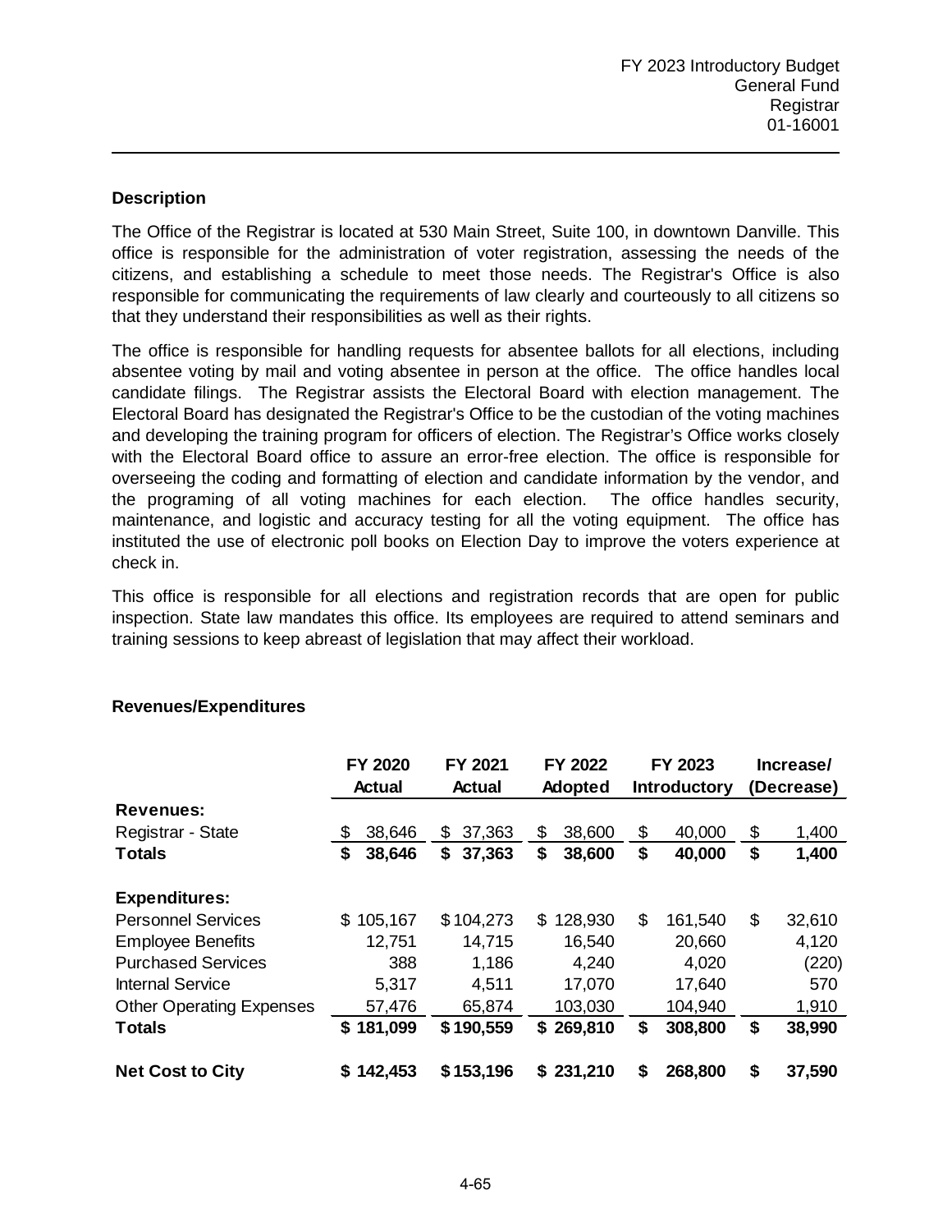FY 2023 Introductory Budget
General Fund
Registrar
01-16001

### Description

The Office of the Registrar is located at 530 Main Street, Suite 100, in downtown Danville. This office is responsible for the administration of voter registration, assessing the needs of the citizens, and establishing a schedule to meet those needs. The Registrar's Office is also responsible for communicating the requirements of law clearly and courteously to all citizens so that they understand their responsibilities as well as their rights.

The office is responsible for handling requests for absentee ballots for all elections, including absentee voting by mail and voting absentee in person at the office. The office handles local candidate filings. The Registrar assists the Electoral Board with election management. The Electoral Board has designated the Registrar's Office to be the custodian of the voting machines and developing the training program for officers of election. The Registrar's Office works closely with the Electoral Board office to assure an error-free election. The office is responsible for overseeing the coding and formatting of election and candidate information by the vendor, and the programing of all voting machines for each election. The office handles security, maintenance, and logistic and accuracy testing for all the voting equipment. The office has instituted the use of electronic poll books on Election Day to improve the voters experience at check in.

This office is responsible for all elections and registration records that are open for public inspection. State law mandates this office. Its employees are required to attend seminars and training sessions to keep abreast of legislation that may affect their workload.

### Revenues/Expenditures

| | FY 2020 Actual | FY 2021 Actual | FY 2022 Adopted | FY 2023 Introductory | Increase/ (Decrease) |
|---|---|---|---|---|---|
| **Revenues:** | | | | | |
| Registrar - State | $ 38,646 | $ 37,363 | $ 38,600 | $ 40,000 | $ 1,400 |
| **Totals** | **$ 38,646** | **$ 37,363** | **$ 38,600** | **$ 40,000** | **$ 1,400** |
| | | | | | |
| **Expenditures:** | | | | | |
| Personnel Services | $ 105,167 | $ 104,273 | $ 128,930 | $ 161,540 | $ 32,610 |
| Employee Benefits | 12,751 | 14,715 | 16,540 | 20,660 | 4,120 |
| Purchased Services | 388 | 1,186 | 4,240 | 4,020 | (220) |
| Internal Service | 5,317 | 4,511 | 17,070 | 17,640 | 570 |
| Other Operating Expenses | 57,476 | 65,874 | 103,030 | 104,940 | 1,910 |
| **Totals** | **$ 181,099** | **$ 190,559** | **$ 269,810** | **$ 308,800** | **$ 38,990** |
| | | | | | |
| **Net Cost to City** | **$ 142,453** | **$ 153,196** | **$ 231,210** | **$ 268,800** | **$ 37,590** |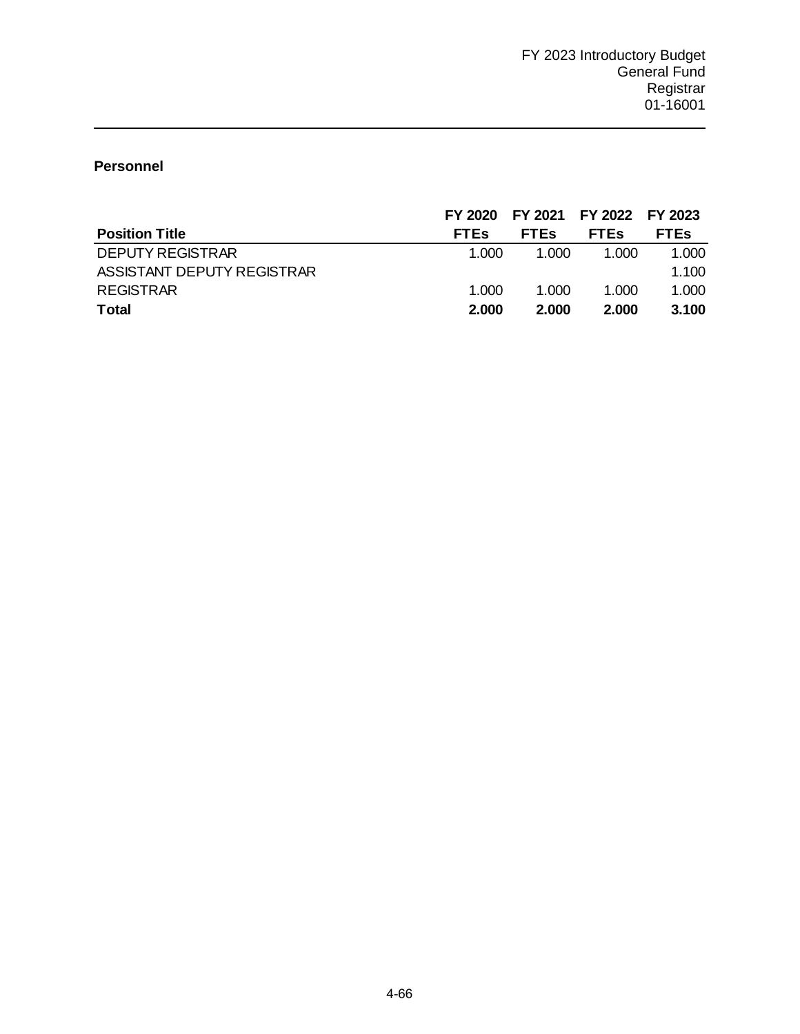FY 2023 Introductory Budget
General Fund
Registrar
01-16001

## Personnel

| Position Title | FY 2020 FTEs | FY 2021 FTEs | FY 2022 FTEs | FY 2023 FTEs |
|---|---|---|---|---|
| DEPUTY REGISTRAR | 1.000 | 1.000 | 1.000 | 1.000 |
| ASSISTANT DEPUTY REGISTRAR | | | | 1.100 |
| REGISTRAR | 1.000 | 1.000 | 1.000 | 1.000 |
| **Total** | **2.000** | **2.000** | **2.000** | **3.100** |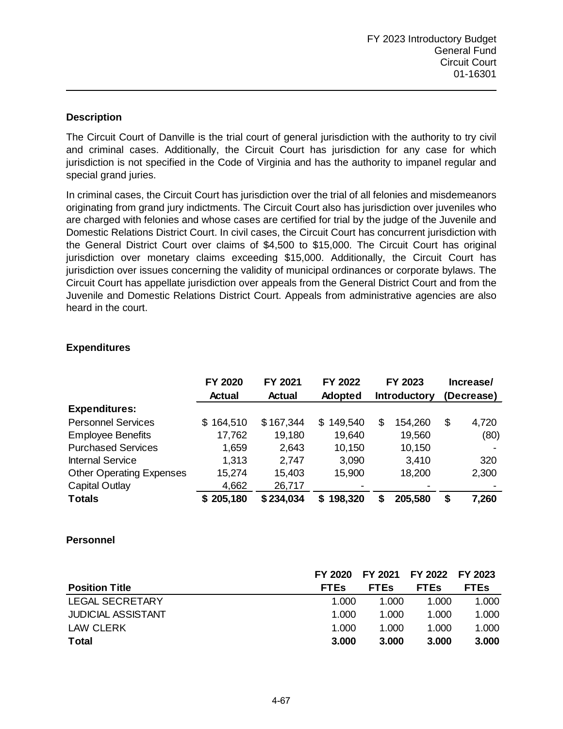FY 2023 Introductory Budget
General Fund
Circuit Court
01-16301

### Description

The Circuit Court of Danville is the trial court of general jurisdiction with the authority to try civil and criminal cases. Additionally, the Circuit Court has jurisdiction for any case for which jurisdiction is not specified in the Code of Virginia and has the authority to impanel regular and special grand juries.

In criminal cases, the Circuit Court has jurisdiction over the trial of all felonies and misdemeanors originating from grand jury indictments. The Circuit Court also has jurisdiction over juveniles who are charged with felonies and whose cases are certified for trial by the judge of the Juvenile and Domestic Relations District Court. In civil cases, the Circuit Court has concurrent jurisdiction with the General District Court over claims of $4,500 to $15,000. The Circuit Court has original jurisdiction over monetary claims exceeding $15,000. Additionally, the Circuit Court has jurisdiction over issues concerning the validity of municipal ordinances or corporate bylaws. The Circuit Court has appellate jurisdiction over appeals from the General District Court and from the Juvenile and Domestic Relations District Court. Appeals from administrative agencies are also heard in the court.

### Expenditures

| | FY 2020 Actual | FY 2021 Actual | FY 2022 Adopted | FY 2023 Introductory | Increase/ (Decrease) |
|---|---|---|---|---|---|
| **Expenditures:** | | | | | |
| Personnel Services | $ 164,510 | $ 167,344 | $ 149,540 | $ 154,260 | $ 4,720 |
| Employee Benefits | 17,762 | 19,180 | 19,640 | 19,560 | (80) |
| Purchased Services | 1,659 | 2,643 | 10,150 | 10,150 | - |
| Internal Service | 1,313 | 2,747 | 3,090 | 3,410 | 320 |
| Other Operating Expenses | 15,274 | 15,403 | 15,900 | 18,200 | 2,300 |
| Capital Outlay | 4,662 | 26,717 | - | - | - |
| **Totals** | **$ 205,180** | **$ 234,034** | **$ 198,320** | **$ 205,580** | **$ 7,260** |

### Personnel

| Position Title | FY 2020 FTEs | FY 2021 FTEs | FY 2022 FTEs | FY 2023 FTEs |
|---|---|---|---|---|
| LEGAL SECRETARY | 1.000 | 1.000 | 1.000 | 1.000 |
| JUDICIAL ASSISTANT | 1.000 | 1.000 | 1.000 | 1.000 |
| LAW CLERK | 1.000 | 1.000 | 1.000 | 1.000 |
| **Total** | **3.000** | **3.000** | **3.000** | **3.000** |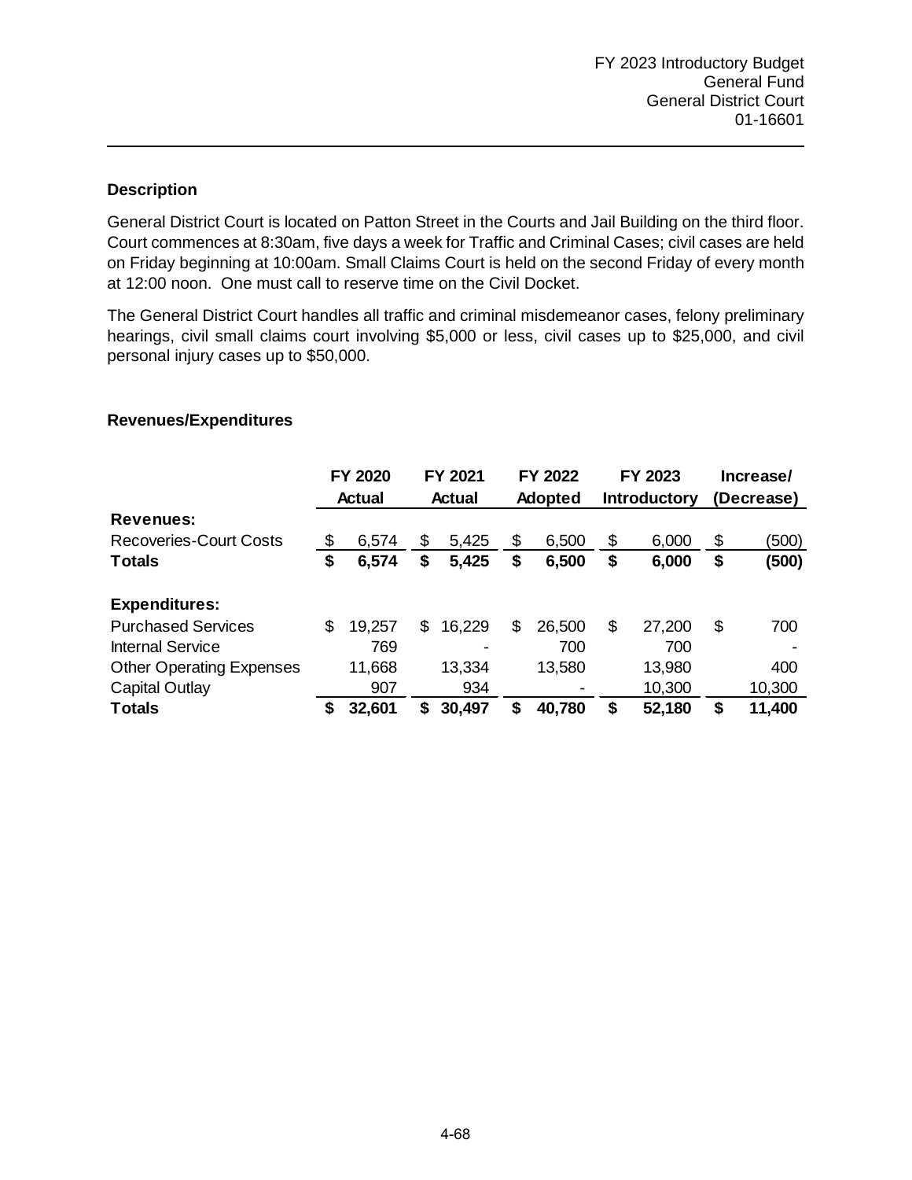FY 2023 Introductory Budget
General Fund
General District Court
01-16601

### Description

General District Court is located on Patton Street in the Courts and Jail Building on the third floor. Court commences at 8:30am, five days a week for Traffic and Criminal Cases; civil cases are held on Friday beginning at 10:00am. Small Claims Court is held on the second Friday of every month at 12:00 noon. One must call to reserve time on the Civil Docket.

The General District Court handles all traffic and criminal misdemeanor cases, felony preliminary hearings, civil small claims court involving $5,000 or less, civil cases up to $25,000, and civil personal injury cases up to $50,000.

### Revenues/Expenditures

| | FY 2020 Actual | FY 2021 Actual | FY 2022 Adopted | FY 2023 Introductory | Increase/ (Decrease) |
|---|---|---|---|---|---|
| **Revenues:** | | | | | |
| Recoveries-Court Costs | $ 6,574 | $ 5,425 | $ 6,500 | $ 6,000 | $ (500) |
| **Totals** | **$ 6,574** | **$ 5,425** | **$ 6,500** | **$ 6,000** | **$ (500)** |
| | | | | | |
| **Expenditures:** | | | | | |
| Purchased Services | $ 19,257 | $ 16,229 | $ 26,500 | $ 27,200 | $ 700 |
| Internal Service | 769 | - | 700 | 700 | - |
| Other Operating Expenses | 11,668 | 13,334 | 13,580 | 13,980 | 400 |
| Capital Outlay | 907 | 934 | - | 10,300 | 10,300 |
| **Totals** | **$ 32,601** | **$ 30,497** | **$ 40,780** | **$ 52,180** | **$ 11,400** |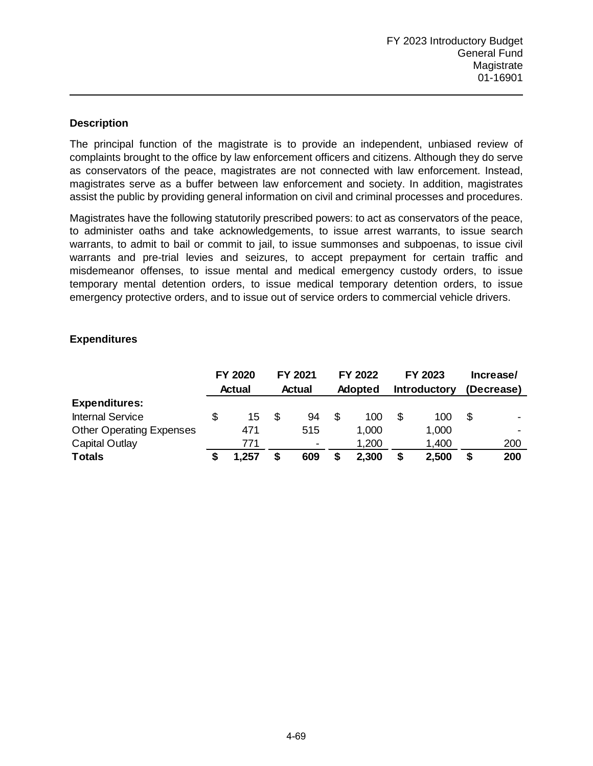FY 2023 Introductory Budget
General Fund
Magistrate
01-16901

### Description

The principal function of the magistrate is to provide an independent, unbiased review of complaints brought to the office by law enforcement officers and citizens. Although they do serve as conservators of the peace, magistrates are not connected with law enforcement. Instead, magistrates serve as a buffer between law enforcement and society. In addition, magistrates assist the public by providing general information on civil and criminal processes and procedures.

Magistrates have the following statutorily prescribed powers: to act as conservators of the peace, to administer oaths and take acknowledgements, to issue arrest warrants, to issue search warrants, to admit to bail or commit to jail, to issue summonses and subpoenas, to issue civil warrants and pre-trial levies and seizures, to accept prepayment for certain traffic and misdemeanor offenses, to issue mental and medical emergency custody orders, to issue temporary mental detention orders, to issue medical temporary detention orders, to issue emergency protective orders, and to issue out of service orders to commercial vehicle drivers.

### Expenditures

| | FY 2020 Actual | FY 2021 Actual | FY 2022 Adopted | FY 2023 Introductory | Increase/ (Decrease) |
|---|---|---|---|---|---|
| **Expenditures:** | | | | | |
| Internal Service | $ 15 | $ 94 | $ 100 | $ 100 | $ - |
| Other Operating Expenses | 471 | 515 | 1,000 | 1,000 | - |
| Capital Outlay | 771 | - | 1,200 | 1,400 | 200 |
| **Totals** | **$ 1,257** | **$ 609** | **$ 2,300** | **$ 2,500** | **$ 200** |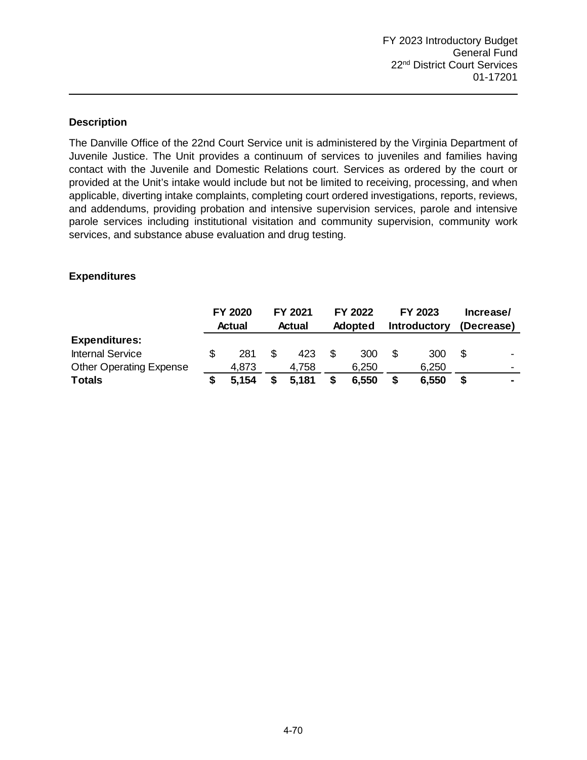FY 2023 Introductory Budget
General Fund
22nd District Court Services
01-17201

**Description**

The Danville Office of the 22nd Court Service unit is administered by the Virginia Department of Juvenile Justice. The Unit provides a continuum of services to juveniles and families having contact with the Juvenile and Domestic Relations court. Services as ordered by the court or provided at the Unit's intake would include but not be limited to receiving, processing, and when applicable, diverting intake complaints, completing court ordered investigations, reports, reviews, and addendums, providing probation and intensive supervision services, parole and intensive parole services including institutional visitation and community supervision, community work services, and substance abuse evaluation and drug testing.

**Expenditures**

| | FY 2020 Actual | FY 2021 Actual | FY 2022 Adopted | FY 2023 Introductory | Increase/ (Decrease) |
|---|---|---|---|---|---|
| **Expenditures:** | | | | | |
| Internal Service | $ 281 | $ 423 | $ 300 | $ 300 | $ - |
| Other Operating Expense | 4,873 | 4,758 | 6,250 | 6,250 | - |
| **Totals** | **$ 5,154** | **$ 5,181** | **$ 6,550** | **$ 6,550** | **$ -** |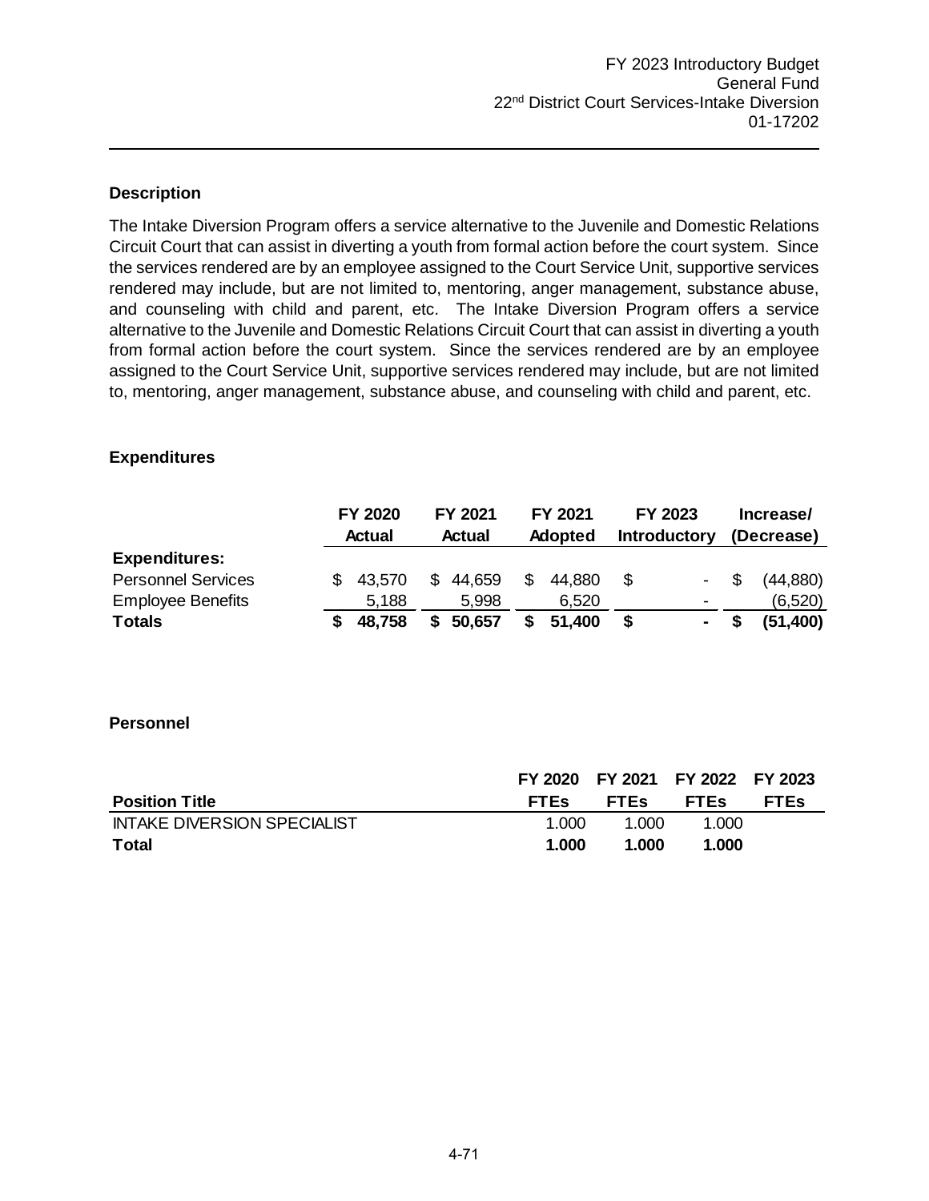FY 2023 Introductory Budget
General Fund
22nd District Court Services-Intake Diversion
01-17202

## Description

The Intake Diversion Program offers a service alternative to the Juvenile and Domestic Relations Circuit Court that can assist in diverting a youth from formal action before the court system. Since the services rendered are by an employee assigned to the Court Service Unit, supportive services rendered may include, but are not limited to, mentoring, anger management, substance abuse, and counseling with child and parent, etc. The Intake Diversion Program offers a service alternative to the Juvenile and Domestic Relations Circuit Court that can assist in diverting a youth from formal action before the court system. Since the services rendered are by an employee assigned to the Court Service Unit, supportive services rendered may include, but are not limited to, mentoring, anger management, substance abuse, and counseling with child and parent, etc.

## Expenditures

| | FY 2020 Actual | FY 2021 Actual | FY 2021 Adopted | FY 2023 Introductory | Increase/ (Decrease) |
|---|---|---|---|---|---|
| **Expenditures:** | | | | | |
| Personnel Services | $ 43,570 | $ 44,659 | $ 44,880 | $ - | $ (44,880) |
| Employee Benefits | 5,188 | 5,998 | 6,520 | - | (6,520) |
| **Totals** | **$ 48,758** | **$ 50,657** | **$ 51,400** | **$ -** | **$ (51,400)** |

## Personnel

| Position Title | FY 2020 FTEs | FY 2021 FTEs | FY 2022 FTEs | FY 2023 FTEs |
|---|---|---|---|---|
| INTAKE DIVERSION SPECIALIST | 1.000 | 1.000 | 1.000 | |
| **Total** | **1.000** | **1.000** | **1.000** | |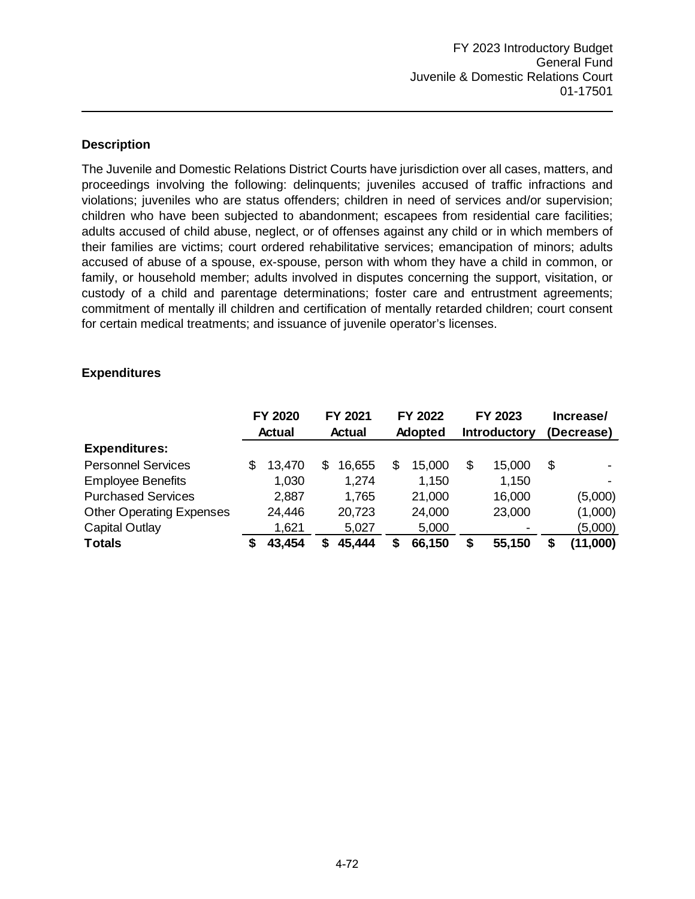FY 2023 Introductory Budget
General Fund
Juvenile & Domestic Relations Court
01-17501

## Description

The Juvenile and Domestic Relations District Courts have jurisdiction over all cases, matters, and proceedings involving the following: delinquents; juveniles accused of traffic infractions and violations; juveniles who are status offenders; children in need of services and/or supervision; children who have been subjected to abandonment; escapees from residential care facilities; adults accused of child abuse, neglect, or of offenses against any child or in which members of their families are victims; court ordered rehabilitative services; emancipation of minors; adults accused of abuse of a spouse, ex-spouse, person with whom they have a child in common, or family, or household member; adults involved in disputes concerning the support, visitation, or custody of a child and parentage determinations; foster care and entrustment agreements; commitment of mentally ill children and certification of mentally retarded children; court consent for certain medical treatments; and issuance of juvenile operator's licenses.

## Expenditures

| | FY 2020 Actual | FY 2021 Actual | FY 2022 Adopted | FY 2023 Introductory | Increase/ (Decrease) |
|---|---|---|---|---|---|
| **Expenditures:** | | | | | |
| Personnel Services | $ 13,470 | $ 16,655 | $ 15,000 | $ 15,000 | $ - |
| Employee Benefits | 1,030 | 1,274 | 1,150 | 1,150 | - |
| Purchased Services | 2,887 | 1,765 | 21,000 | 16,000 | (5,000) |
| Other Operating Expenses | 24,446 | 20,723 | 24,000 | 23,000 | (1,000) |
| Capital Outlay | 1,621 | 5,027 | 5,000 | - | (5,000) |
| **Totals** | **$ 43,454** | **$ 45,444** | **$ 66,150** | **$ 55,150** | **$ (11,000)** |